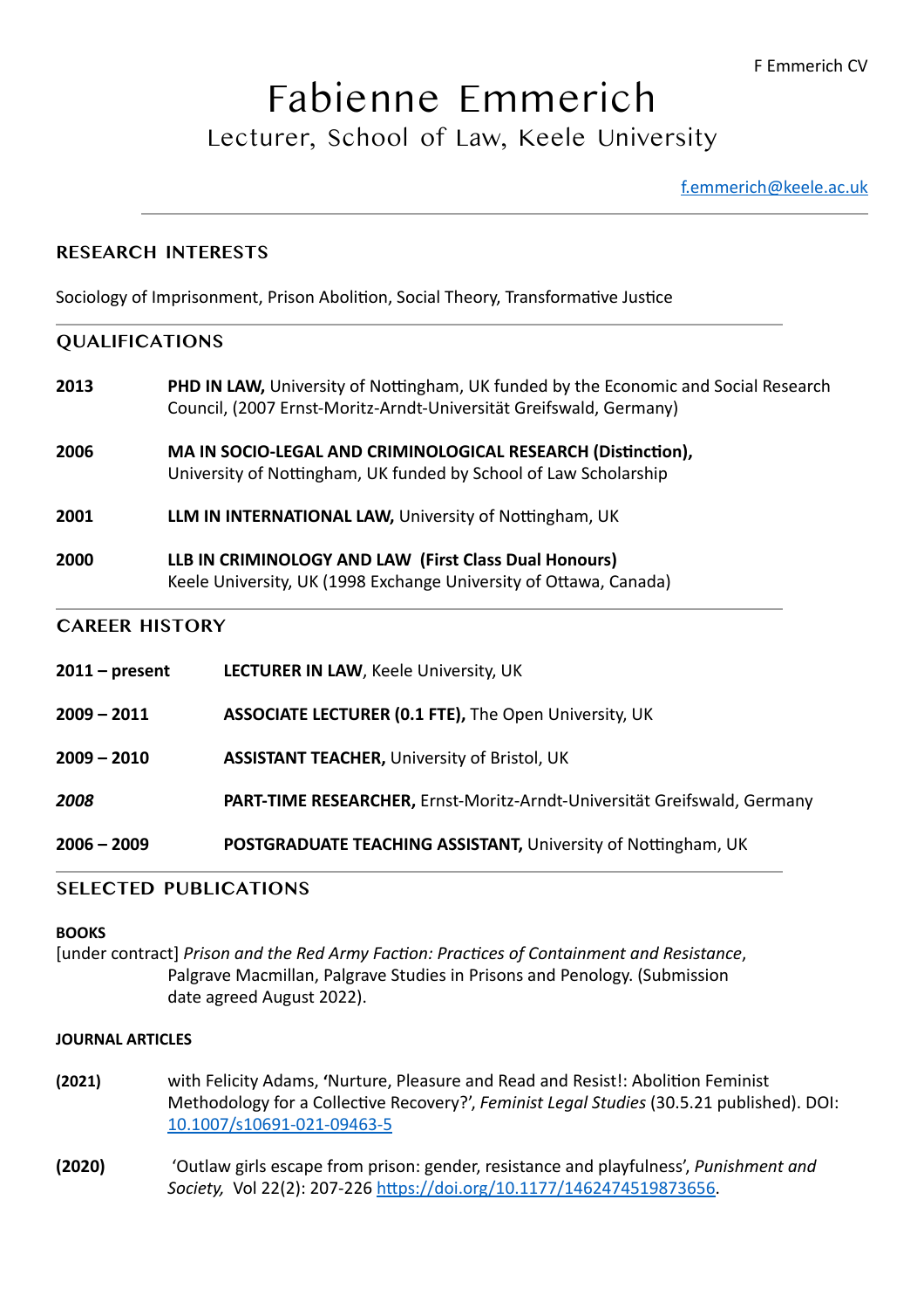# Fabienne Emmerich

## Lecturer, School of Law, Keele University

f.emmerich@keele.ac.uk

---

## RESEARCH INTERESTS

Sociology of Imprisonment, Prison Abolition, Social Theory, Transformative Justice

## QUALIFICATIONS

**2013** — **PHD IN LAW,** University of Nottingham, UK funded by the Economic and Social Research Council, (2007 Ernst-Moritz-Arndt-Universität Greifswald, Germany)

**2006** — **MA IN SOCIO-LEGAL AND CRIMINOLOGICAL RESEARCH (Distinction),** University of Nottingham, UK funded by School of Law Scholarship

**2001** — **LLM IN INTERNATIONAL LAW,** University of Nottingham, UK

**2000** — **LLB IN CRIMINOLOGY AND LAW (First Class Dual Honours)** Keele University, UK (1998 Exchange University of Ottawa, Canada)

## CAREER HISTORY

**2011 – present** — **LECTURER IN LAW**, Keele University, UK

**2009 – 2011** — **ASSOCIATE LECTURER (0.1 FTE),** The Open University, UK

**2009 – 2010** — **ASSISTANT TEACHER,** University of Bristol, UK

***2008*** — **PART-TIME RESEARCHER,** Ernst-Moritz-Arndt-Universität Greifswald, Germany

**2006 – 2009** — **POSTGRADUATE TEACHING ASSISTANT,** University of Nottingham, UK

## SELECTED PUBLICATIONS

### BOOKS

[under contract] *Prison and the Red Army Faction: Practices of Containment and Resistance*, Palgrave Macmillan, Palgrave Studies in Prisons and Penology. (Submission date agreed August 2022).

### JOURNAL ARTICLES

**(2021)** — with Felicity Adams, 'Nurture, Pleasure and Read and Resist!: Abolition Feminist Methodology for a Collective Recovery?', *Feminist Legal Studies* (30.5.21 published). DOI: 10.1007/s10691-021-09463-5

**(2020)** — 'Outlaw girls escape from prison: gender, resistance and playfulness', *Punishment and Society,* Vol 22(2): 207-226 https://doi.org/10.1177/1462474519873656.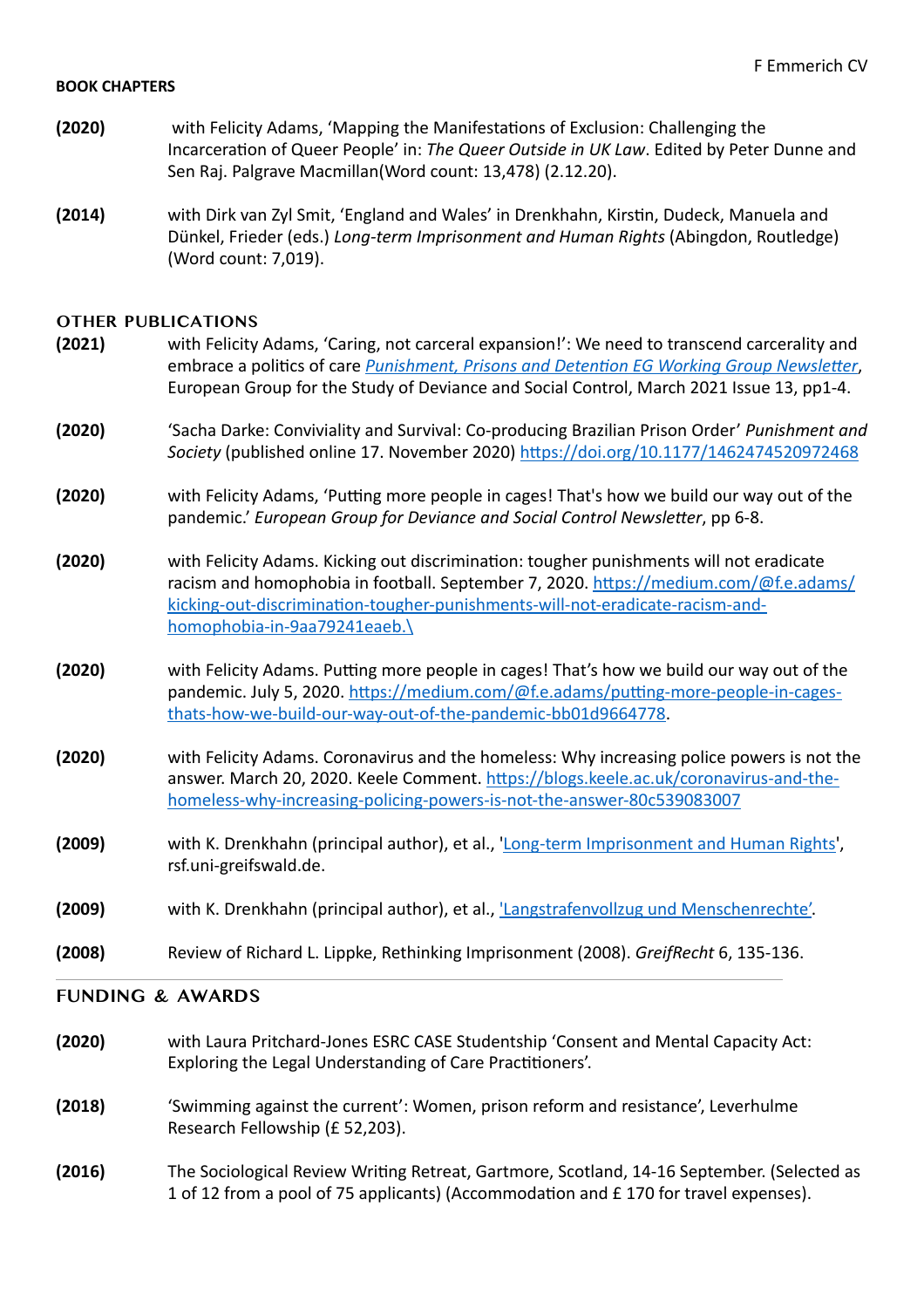## BOOK CHAPTERS

**(2020)** with Felicity Adams, 'Mapping the Manifestations of Exclusion: Challenging the Incarceration of Queer People' in: *The Queer Outside in UK Law*. Edited by Peter Dunne and Sen Raj. Palgrave Macmillan(Word count: 13,478) (2.12.20).

**(2014)** with Dirk van Zyl Smit, 'England and Wales' in Drenkhahn, Kirstin, Dudeck, Manuela and Dünkel, Frieder (eds.) *Long-term Imprisonment and Human Rights* (Abingdon, Routledge) (Word count: 7,019).

## OTHER PUBLICATIONS

**(2021)** with Felicity Adams, 'Caring, not carceral expansion!': We need to transcend carcerality and embrace a politics of care *Punishment, Prisons and Detention EG Working Group Newsletter*, European Group for the Study of Deviance and Social Control, March 2021 Issue 13, pp1-4.

**(2020)** 'Sacha Darke: Conviviality and Survival: Co-producing Brazilian Prison Order' *Punishment and Society* (published online 17. November 2020) https://doi.org/10.1177/1462474520972468

**(2020)** with Felicity Adams, 'Putting more people in cages! That's how we build our way out of the pandemic.' *European Group for Deviance and Social Control Newsletter*, pp 6-8.

**(2020)** with Felicity Adams. Kicking out discrimination: tougher punishments will not eradicate racism and homophobia in football. September 7, 2020. https://medium.com/@f.e.adams/kicking-out-discrimination-tougher-punishments-will-not-eradicate-racism-and-homophobia-in-9aa79241eaeb.\

**(2020)** with Felicity Adams. Putting more people in cages! That's how we build our way out of the pandemic. July 5, 2020. https://medium.com/@f.e.adams/putting-more-people-in-cages-thats-how-we-build-our-way-out-of-the-pandemic-bb01d9664778.

**(2020)** with Felicity Adams. Coronavirus and the homeless: Why increasing police powers is not the answer. March 20, 2020. Keele Comment. https://blogs.keele.ac.uk/coronavirus-and-the-homeless-why-increasing-policing-powers-is-not-the-answer-80c539083007

**(2009)** with K. Drenkhahn (principal author), et al., 'Long-term Imprisonment and Human Rights', rsf.uni-greifswald.de.

**(2009)** with K. Drenkhahn (principal author), et al., 'Langstrafenvollzug und Menschenrechte'.

**(2008)** Review of Richard L. Lippke, Rethinking Imprisonment (2008). *GreifRecht* 6, 135-136.

## FUNDING & AWARDS

**(2020)** with Laura Pritchard-Jones ESRC CASE Studentship 'Consent and Mental Capacity Act: Exploring the Legal Understanding of Care Practitioners'.

**(2018)** 'Swimming against the current': Women, prison reform and resistance', Leverhulme Research Fellowship (£ 52,203).

**(2016)** The Sociological Review Writing Retreat, Gartmore, Scotland, 14-16 September. (Selected as 1 of 12 from a pool of 75 applicants) (Accommodation and £ 170 for travel expenses).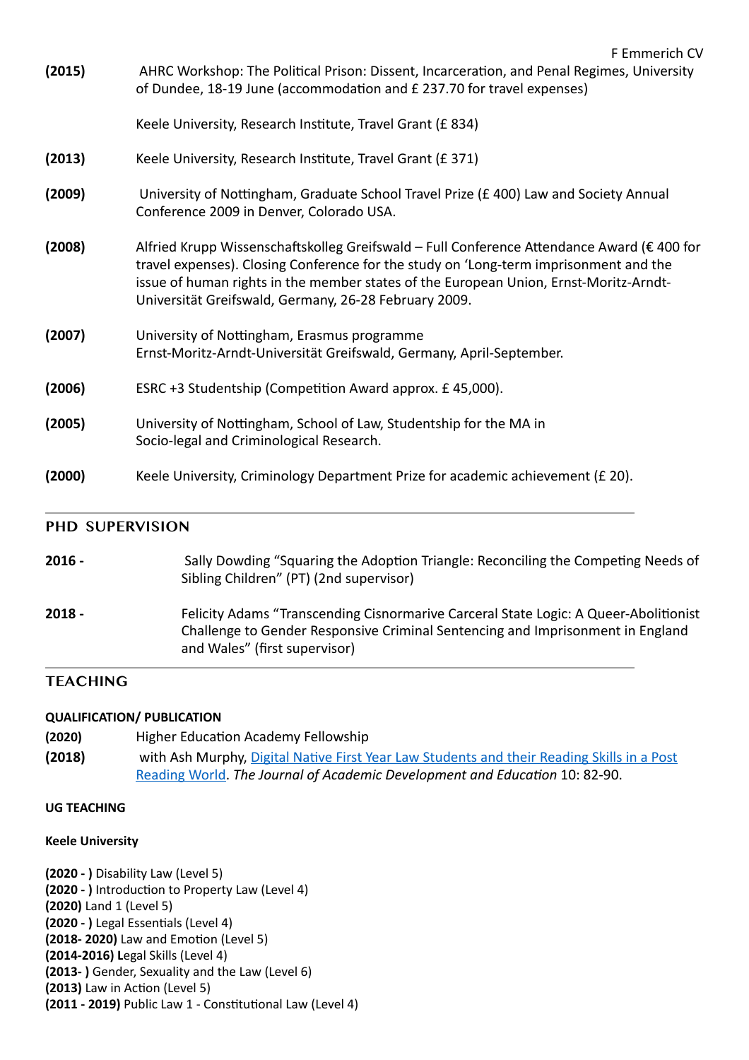**(2015)** AHRC Workshop: The Political Prison: Dissent, Incarceration, and Penal Regimes, University of Dundee, 18-19 June (accommodation and £ 237.70 for travel expenses)

Keele University, Research Institute, Travel Grant (£ 834)

**(2013)** Keele University, Research Institute, Travel Grant (£ 371)

**(2009)** University of Nottingham, Graduate School Travel Prize (£ 400) Law and Society Annual Conference 2009 in Denver, Colorado USA.

**(2008)** Alfried Krupp Wissenschaftskolleg Greifswald – Full Conference Attendance Award (€ 400 for travel expenses). Closing Conference for the study on 'Long-term imprisonment and the issue of human rights in the member states of the European Union, Ernst-Moritz-Arndt-Universität Greifswald, Germany, 26-28 February 2009.

**(2007)** University of Nottingham, Erasmus programme
Ernst-Moritz-Arndt-Universität Greifswald, Germany, April-September.

**(2006)** ESRC +3 Studentship (Competition Award approx. £ 45,000).

**(2005)** University of Nottingham, School of Law, Studentship for the MA in Socio-legal and Criminological Research.

**(2000)** Keele University, Criminology Department Prize for academic achievement (£ 20).

## PHD SUPERVISION

**2016 -** Sally Dowding "Squaring the Adoption Triangle: Reconciling the Competing Needs of Sibling Children" (PT) (2nd supervisor)

**2018 -** Felicity Adams "Transcending Cisnormarive Carceral State Logic: A Queer-Abolitionist Challenge to Gender Responsive Criminal Sentencing and Imprisonment in England and Wales" (first supervisor)

## TEACHING

### QUALIFICATION/ PUBLICATION

**(2020)** Higher Education Academy Fellowship

**(2018)** with Ash Murphy, Digital Native First Year Law Students and their Reading Skills in a Post Reading World. *The Journal of Academic Development and Education* 10: 82-90.

### UG TEACHING

**Keele University**

**(2020 - )** Disability Law (Level 5)
**(2020 - )** Introduction to Property Law (Level 4)
**(2020)** Land 1 (Level 5)
**(2020 - )** Legal Essentials (Level 4)
**(2018- 2020)** Law and Emotion (Level 5)
**(2014-2016)** **L**egal Skills (Level 4)
**(2013- )** Gender, Sexuality and the Law (Level 6)
**(2013)** Law in Action (Level 5)
**(2011 - 2019)** Public Law 1 - Constitutional Law (Level 4)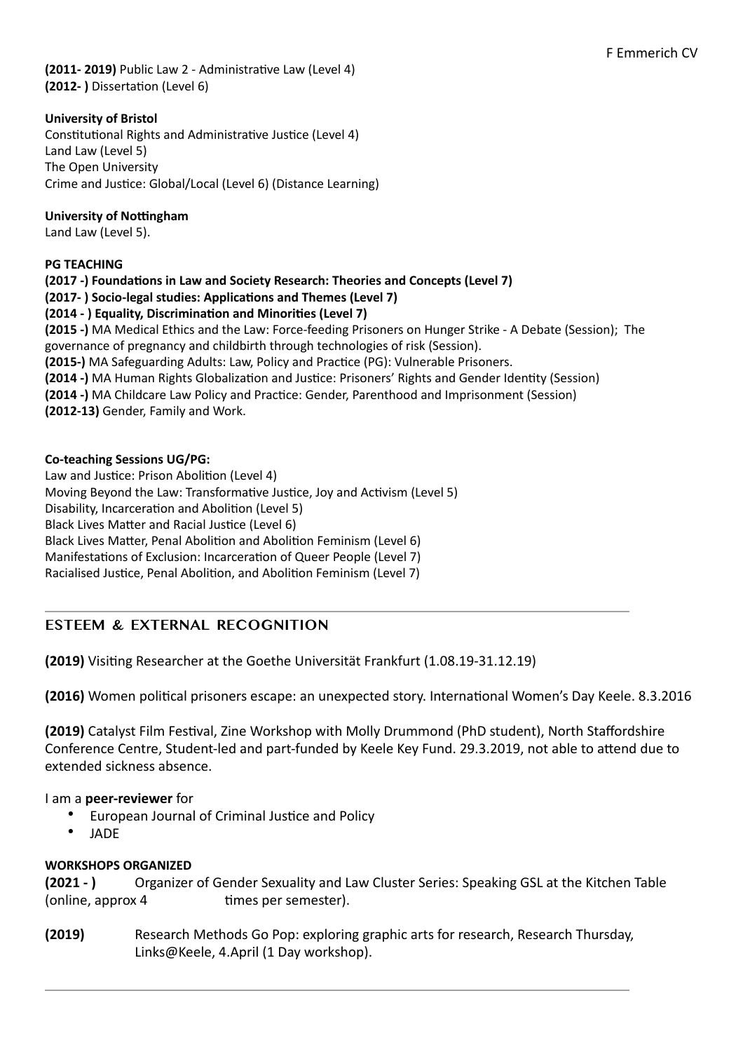**(2011- 2019)** Public Law 2 - Administrative Law (Level 4)
**(2012- )** Dissertation (Level 6)

**University of Bristol**
Constitutional Rights and Administrative Justice (Level 4)
Land Law (Level 5)
The Open University
Crime and Justice: Global/Local (Level 6) (Distance Learning)

**University of Nottingham**
Land Law (Level 5).

**PG TEACHING**
**(2017 -) Foundations in Law and Society Research: Theories and Concepts (Level 7)**
**(2017- ) Socio-legal studies: Applications and Themes (Level 7)**
**(2014 - ) Equality, Discrimination and Minorities (Level 7)**
**(2015 -)** MA Medical Ethics and the Law: Force-feeding Prisoners on Hunger Strike - A Debate (Session); The governance of pregnancy and childbirth through technologies of risk (Session).
**(2015-)** MA Safeguarding Adults: Law, Policy and Practice (PG): Vulnerable Prisoners.
**(2014 -)** MA Human Rights Globalization and Justice: Prisoners' Rights and Gender Identity (Session)
**(2014 -)** MA Childcare Law Policy and Practice: Gender, Parenthood and Imprisonment (Session)
**(2012-13)** Gender, Family and Work.

**Co-teaching Sessions UG/PG:**
Law and Justice: Prison Abolition (Level 4)
Moving Beyond the Law: Transformative Justice, Joy and Activism (Level 5)
Disability, Incarceration and Abolition (Level 5)
Black Lives Matter and Racial Justice (Level 6)
Black Lives Matter, Penal Abolition and Abolition Feminism (Level 6)
Manifestations of Exclusion: Incarceration of Queer People (Level 7)
Racialised Justice, Penal Abolition, and Abolition Feminism (Level 7)

## ESTEEM & EXTERNAL RECOGNITION

**(2019)** Visiting Researcher at the Goethe Universität Frankfurt (1.08.19-31.12.19)

**(2016)** Women political prisoners escape: an unexpected story. International Women's Day Keele. 8.3.2016

**(2019)** Catalyst Film Festival, Zine Workshop with Molly Drummond (PhD student), North Staffordshire Conference Centre, Student-led and part-funded by Keele Key Fund. 29.3.2019, not able to attend due to extended sickness absence.

I am a **peer-reviewer** for

- European Journal of Criminal Justice and Policy
- JADE

**WORKSHOPS ORGANIZED**

**(2021 - )** Organizer of Gender Sexuality and Law Cluster Series: Speaking GSL at the Kitchen Table (online, approx 4 times per semester).

**(2019)** Research Methods Go Pop: exploring graphic arts for research, Research Thursday, Links@Keele, 4.April (1 Day workshop).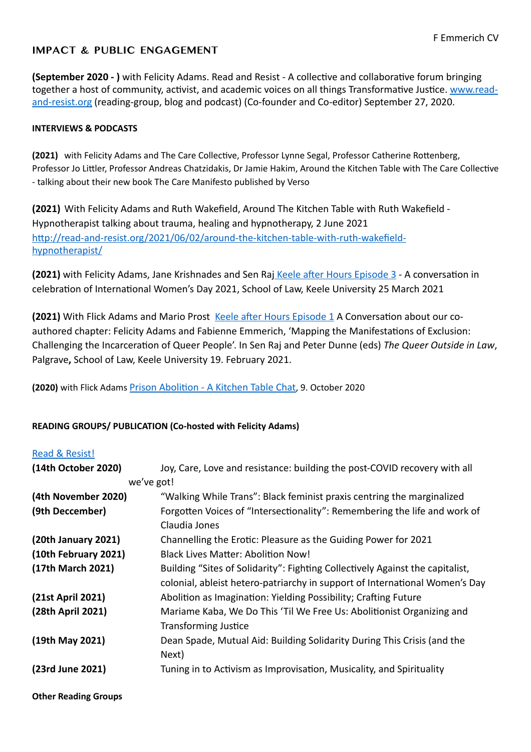## IMPACT & PUBLIC ENGAGEMENT

**(September 2020 - )** with Felicity Adams. Read and Resist - A collective and collaborative forum bringing together a host of community, activist, and academic voices on all things Transformative Justice. www.read-and-resist.org (reading-group, blog and podcast) (Co-founder and Co-editor) September 27, 2020.

### INTERVIEWS & PODCASTS

**(2021)** with Felicity Adams and The Care Collective, Professor Lynne Segal, Professor Catherine Rottenberg, Professor Jo Littler, Professor Andreas Chatzidakis, Dr Jamie Hakim, Around the Kitchen Table with The Care Collective - talking about their new book The Care Manifesto published by Verso

**(2021)** With Felicity Adams and Ruth Wakefield, Around The Kitchen Table with Ruth Wakefield - Hypnotherapist talking about trauma, healing and hypnotherapy, 2 June 2021 http://read-and-resist.org/2021/06/02/around-the-kitchen-table-with-ruth-wakefield-hypnotherapist/

**(2021)** with Felicity Adams, Jane Krishnades and Sen Raj Keele after Hours Episode 3 - A conversation in celebration of International Women's Day 2021, School of Law, Keele University 25 March 2021

**(2021)** With Flick Adams and Mario Prost Keele after Hours Episode 1 A Conversation about our co-authored chapter: Felicity Adams and Fabienne Emmerich, 'Mapping the Manifestations of Exclusion: Challenging the Incarceration of Queer People'. In Sen Raj and Peter Dunne (eds) *The Queer Outside in Law*, Palgrave**,** School of Law, Keele University 19. February 2021.

**(2020)** with Flick Adams Prison Abolition - A Kitchen Table Chat, 9. October 2020

### READING GROUPS/ PUBLICATION (Co-hosted with Felicity Adams)

Read & Resist!

| | |
|---|---|
| **(14th October 2020)** | Joy, Care, Love and resistance: building the post-COVID recovery with all we've got! |
| **(4th November 2020)** | "Walking While Trans": Black feminist praxis centring the marginalized |
| **(9th Deccember)** | Forgotten Voices of "Intersectionality": Remembering the life and work of Claudia Jones |
| **(20th January 2021)** | Channelling the Erotic: Pleasure as the Guiding Power for 2021 |
| **(10th February 2021)** | Black Lives Matter: Abolition Now! |
| **(17th March 2021)** | Building "Sites of Solidarity": Fighting Collectively Against the capitalist, colonial, ableist hetero-patriarchy in support of International Women's Day |
| **(21st April 2021)** | Abolition as Imagination: Yielding Possibility; Crafting Future |
| **(28th April 2021)** | Mariame Kaba, We Do This 'Til We Free Us: Abolitionist Organizing and Transforming Justice |
| **(19th May 2021)** | Dean Spade, Mutual Aid: Building Solidarity During This Crisis (and the Next) |
| **(23rd June 2021)** | Tuning in to Activism as Improvisation, Musicality, and Spirituality |

**Other Reading Groups**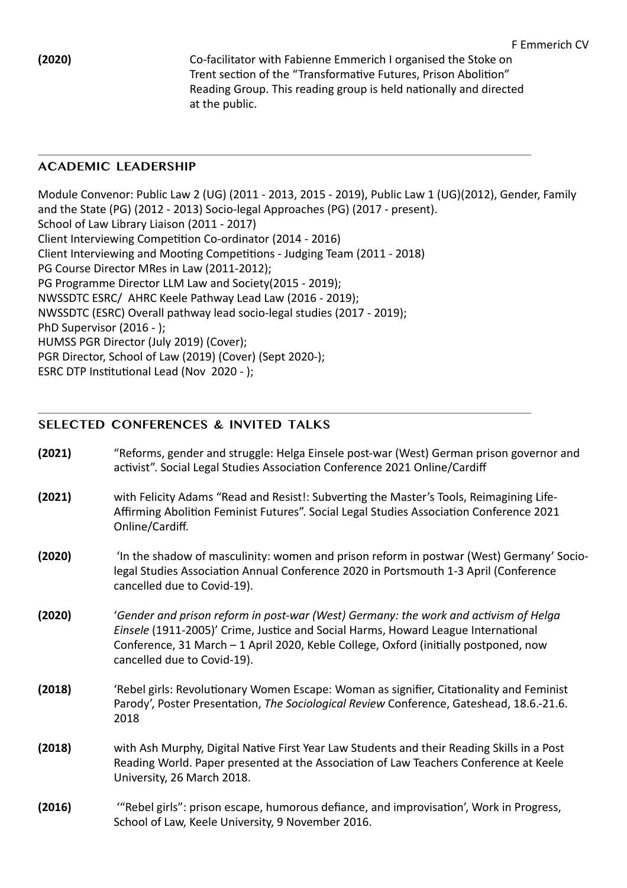**(2020)** Co-facilitator with Fabienne Emmerich I organised the Stoke on Trent section of the "Transformative Futures, Prison Abolition" Reading Group. This reading group is held nationally and directed at the public.

## ACADEMIC LEADERSHIP

Module Convenor: Public Law 2 (UG) (2011 - 2013, 2015 - 2019), Public Law 1 (UG)(2012), Gender, Family and the State (PG) (2012 - 2013) Socio-legal Approaches (PG) (2017 - present).
School of Law Library Liaison (2011 - 2017)
Client Interviewing Competition Co-ordinator (2014 - 2016)
Client Interviewing and Mooting Competitions - Judging Team (2011 - 2018)
PG Course Director MRes in Law (2011-2012);
PG Programme Director LLM Law and Society(2015 - 2019);
NWSSDTC ESRC/ AHRC Keele Pathway Lead Law (2016 - 2019);
NWSSDTC (ESRC) Overall pathway lead socio-legal studies (2017 - 2019);
PhD Supervisor (2016 - );
HUMSS PGR Director (July 2019) (Cover);
PGR Director, School of Law (2019) (Cover) (Sept 2020-);
ESRC DTP Institutional Lead (Nov 2020 - );

## SELECTED CONFERENCES & INVITED TALKS

**(2021)** "Reforms, gender and struggle: Helga Einsele post-war (West) German prison governor and activist". Social Legal Studies Association Conference 2021 Online/Cardiff

**(2021)** with Felicity Adams "Read and Resist!: Subverting the Master's Tools, Reimagining Life-Affirming Abolition Feminist Futures". Social Legal Studies Association Conference 2021 Online/Cardiff.

**(2020)** 'In the shadow of masculinity: women and prison reform in postwar (West) Germany' Socio-legal Studies Association Annual Conference 2020 in Portsmouth 1-3 April (Conference cancelled due to Covid-19).

**(2020)** '*Gender and prison reform in post-war (West) Germany: the work and activism of Helga Einsele* (1911-2005)' Crime, Justice and Social Harms, Howard League International Conference, 31 March – 1 April 2020, Keble College, Oxford (initially postponed, now cancelled due to Covid-19).

**(2018)** 'Rebel girls: Revolutionary Women Escape: Woman as signifier, Citationality and Feminist Parody', Poster Presentation, *The Sociological Review* Conference, Gateshead, 18.6.-21.6. 2018

**(2018)** with Ash Murphy, Digital Native First Year Law Students and their Reading Skills in a Post Reading World. Paper presented at the Association of Law Teachers Conference at Keele University, 26 March 2018.

**(2016)** '"Rebel girls": prison escape, humorous defiance, and improvisation', Work in Progress, School of Law, Keele University, 9 November 2016.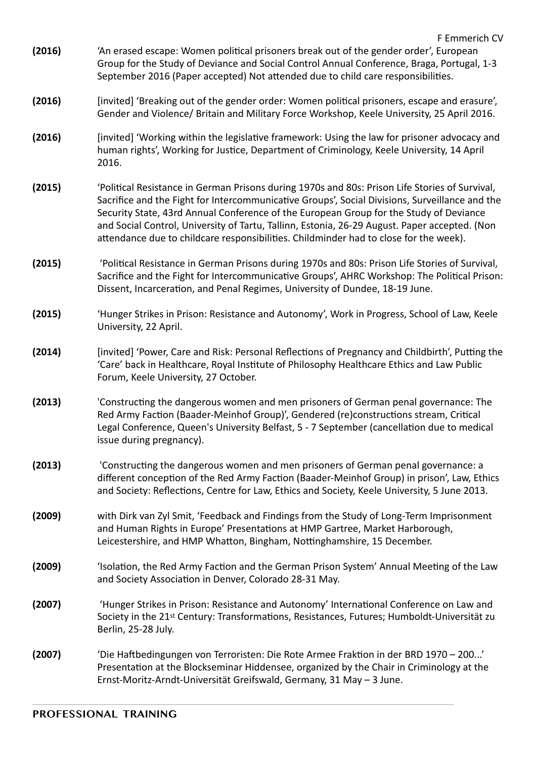**(2016)** 'An erased escape: Women political prisoners break out of the gender order', European Group for the Study of Deviance and Social Control Annual Conference, Braga, Portugal, 1-3 September 2016 (Paper accepted) Not attended due to child care responsibilities.

**(2016)** [invited] 'Breaking out of the gender order: Women political prisoners, escape and erasure', Gender and Violence/ Britain and Military Force Workshop, Keele University, 25 April 2016.

**(2016)** [invited] 'Working within the legislative framework: Using the law for prisoner advocacy and human rights', Working for Justice, Department of Criminology, Keele University, 14 April 2016.

**(2015)** 'Political Resistance in German Prisons during 1970s and 80s: Prison Life Stories of Survival, Sacrifice and the Fight for Intercommunicative Groups', Social Divisions, Surveillance and the Security State, 43rd Annual Conference of the European Group for the Study of Deviance and Social Control, University of Tartu, Tallinn, Estonia, 26-29 August. Paper accepted. (Non attendance due to childcare responsibilities. Childminder had to close for the week).

**(2015)** 'Political Resistance in German Prisons during 1970s and 80s: Prison Life Stories of Survival, Sacrifice and the Fight for Intercommunicative Groups', AHRC Workshop: The Political Prison: Dissent, Incarceration, and Penal Regimes, University of Dundee, 18-19 June.

**(2015)** 'Hunger Strikes in Prison: Resistance and Autonomy', Work in Progress, School of Law, Keele University, 22 April.

**(2014)** [invited] 'Power, Care and Risk: Personal Reflections of Pregnancy and Childbirth', Putting the 'Care' back in Healthcare, Royal Institute of Philosophy Healthcare Ethics and Law Public Forum, Keele University, 27 October.

**(2013)** 'Constructing the dangerous women and men prisoners of German penal governance: The Red Army Faction (Baader-Meinhof Group)', Gendered (re)constructions stream, Critical Legal Conference, Queen's University Belfast, 5 - 7 September (cancellation due to medical issue during pregnancy).

**(2013)** 'Constructing the dangerous women and men prisoners of German penal governance: a different conception of the Red Army Faction (Baader-Meinhof Group) in prison', Law, Ethics and Society: Reflections, Centre for Law, Ethics and Society, Keele University, 5 June 2013.

**(2009)** with Dirk van Zyl Smit, 'Feedback and Findings from the Study of Long-Term Imprisonment and Human Rights in Europe' Presentations at HMP Gartree, Market Harborough, Leicestershire, and HMP Whatton, Bingham, Nottinghamshire, 15 December.

**(2009)** 'Isolation, the Red Army Faction and the German Prison System' Annual Meeting of the Law and Society Association in Denver, Colorado 28-31 May.

**(2007)** 'Hunger Strikes in Prison: Resistance and Autonomy' International Conference on Law and Society in the 21st Century: Transformations, Resistances, Futures; Humboldt-Universität zu Berlin, 25-28 July.

**(2007)** 'Die Haftbedingungen von Terroristen: Die Rote Armee Fraktion in der BRD 1970 – 200...' Presentation at the Blockseminar Hiddensee, organized by the Chair in Criminology at the Ernst-Moritz-Arndt-Universität Greifswald, Germany, 31 May – 3 June.

## PROFESSIONAL TRAINING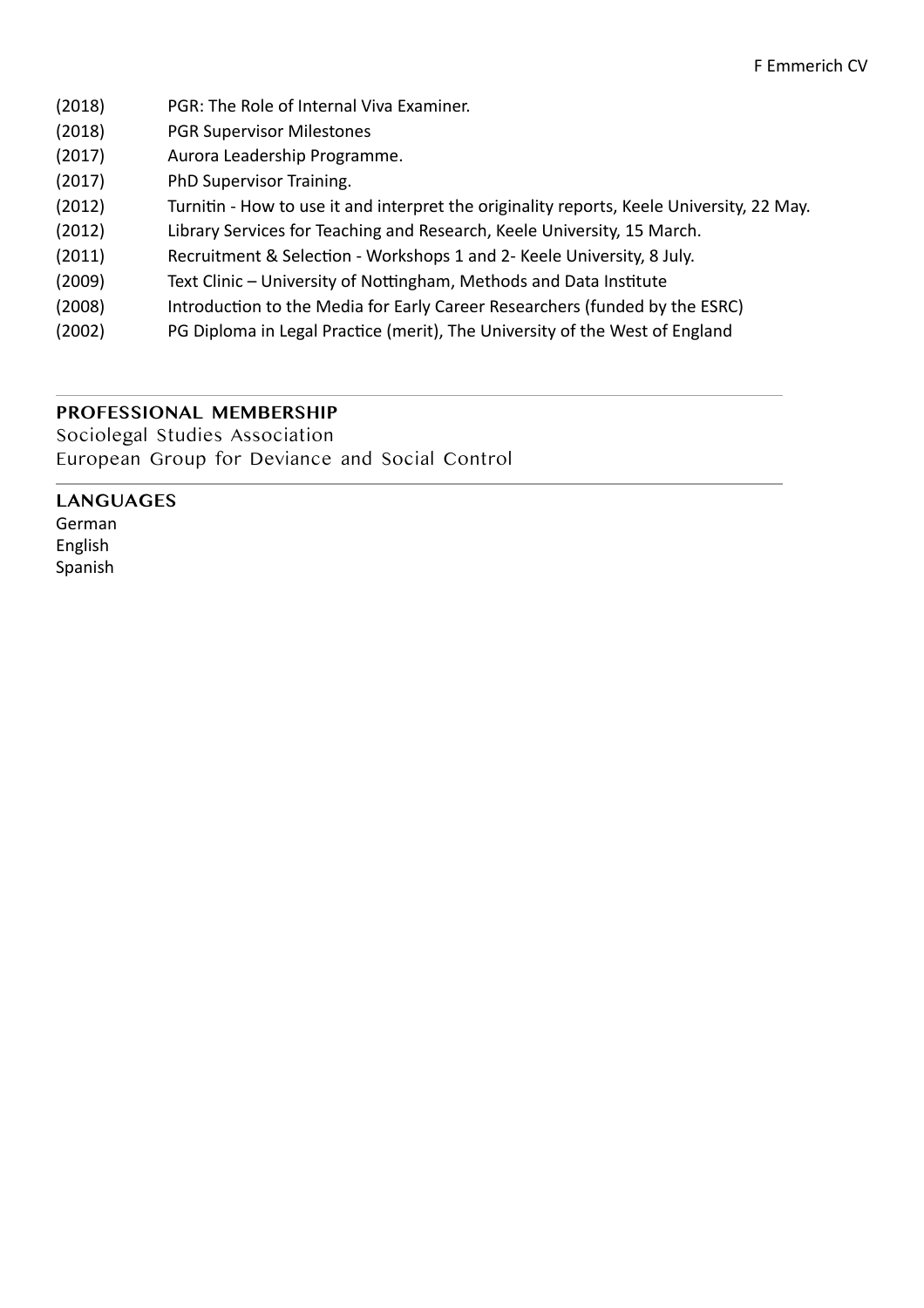(2018) PGR: The Role of Internal Viva Examiner.
(2018) PGR Supervisor Milestones
(2017) Aurora Leadership Programme.
(2017) PhD Supervisor Training.
(2012) Turnitin - How to use it and interpret the originality reports, Keele University, 22 May.
(2012) Library Services for Teaching and Research, Keele University, 15 March.
(2011) Recruitment & Selection - Workshops 1 and 2- Keele University, 8 July.
(2009) Text Clinic – University of Nottingham, Methods and Data Institute
(2008) Introduction to the Media for Early Career Researchers (funded by the ESRC)
(2002) PG Diploma in Legal Practice (merit), The University of the West of England

## PROFESSIONAL MEMBERSHIP

Sociolegal Studies Association
European Group for Deviance and Social Control

## LANGUAGES

German
English
Spanish